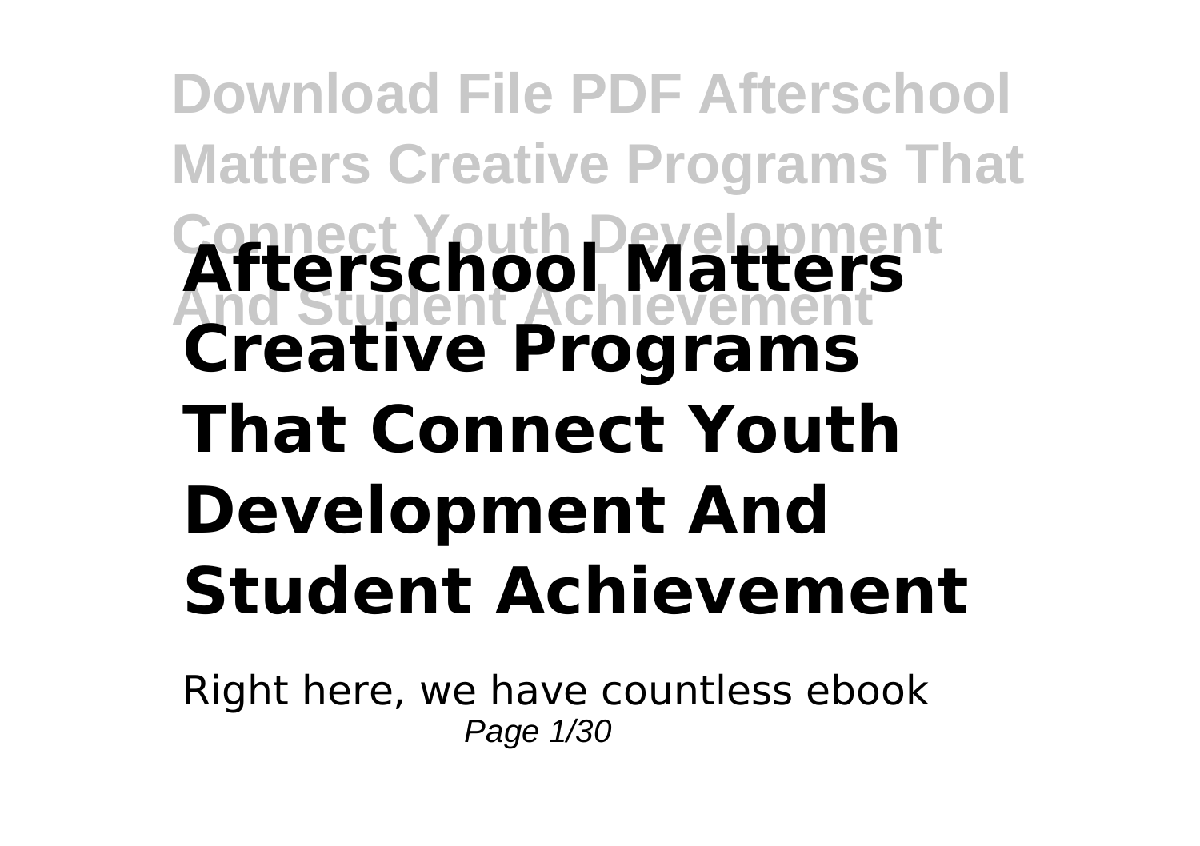# Afterschool Matters Creative Programs That Connect Youth Development And Student Achievement

Right here, we have countless ebook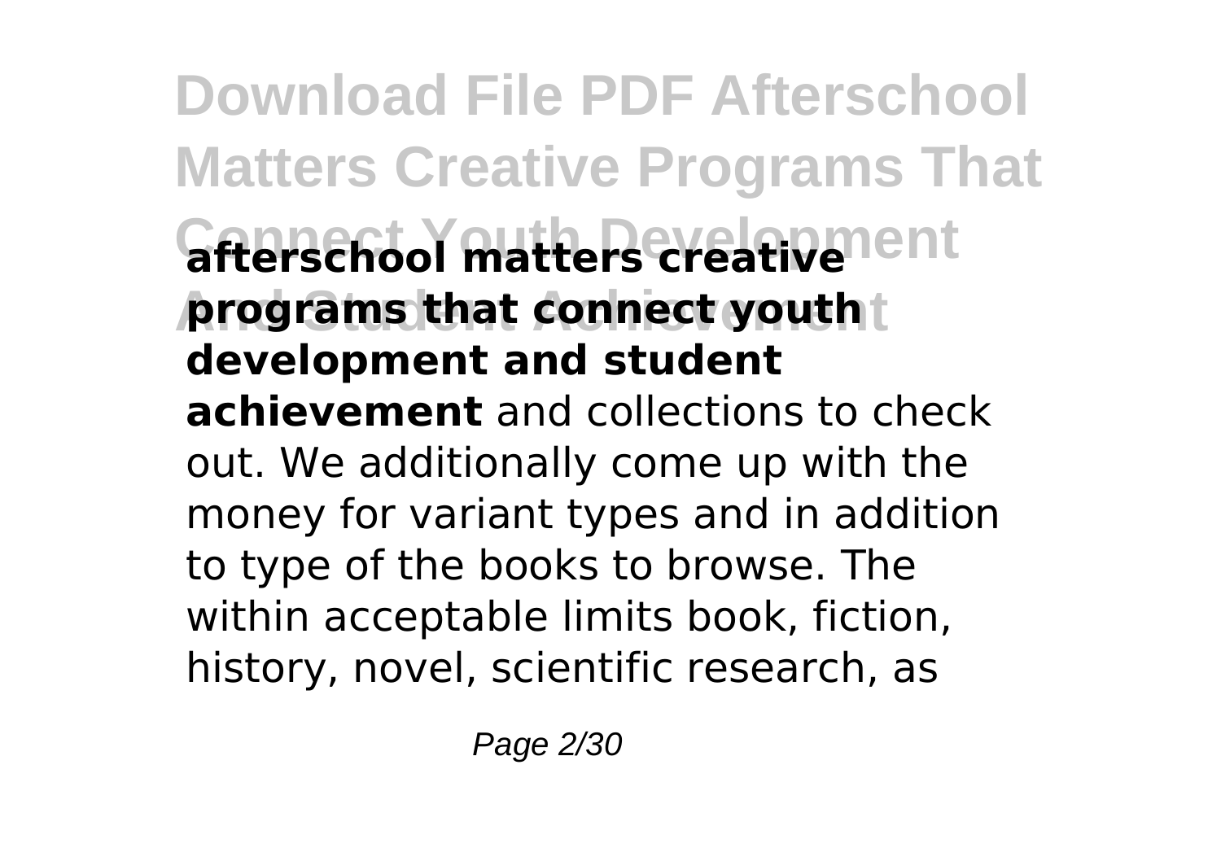**afterschool matters creative programs that connect youth development and student achievement** and collections to check out. We additionally come up with the money for variant types and in addition to type of the books to browse. The within acceptable limits book, fiction, history, novel, scientific research, as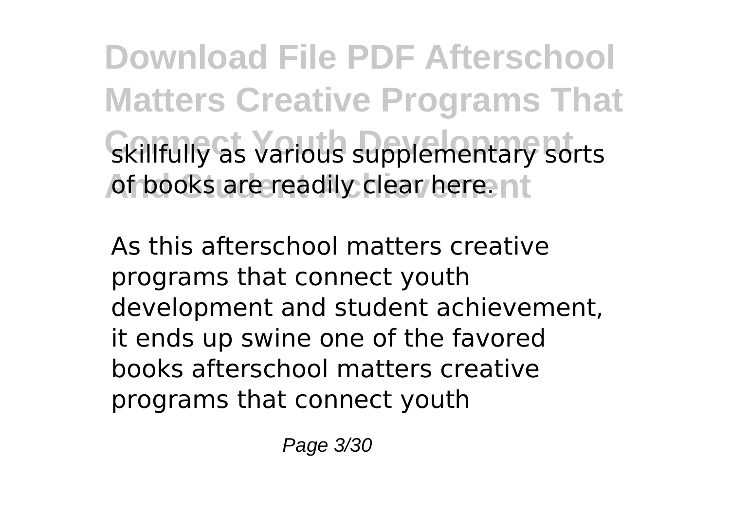skillfully as various supplementary sorts of books are readily clear here.

As this afterschool matters creative programs that connect youth development and student achievement, it ends up swine one of the favored books afterschool matters creative programs that connect youth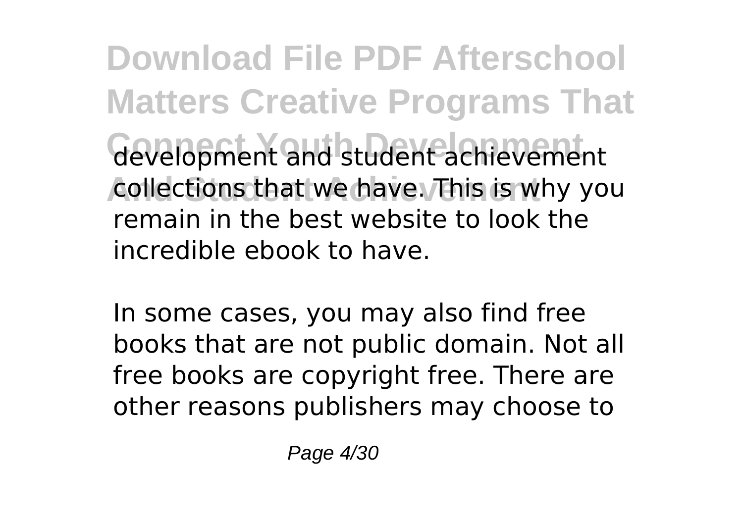development and student achievement collections that we have. This is why you remain in the best website to look the incredible ebook to have.

In some cases, you may also find free books that are not public domain. Not all free books are copyright free. There are other reasons publishers may choose to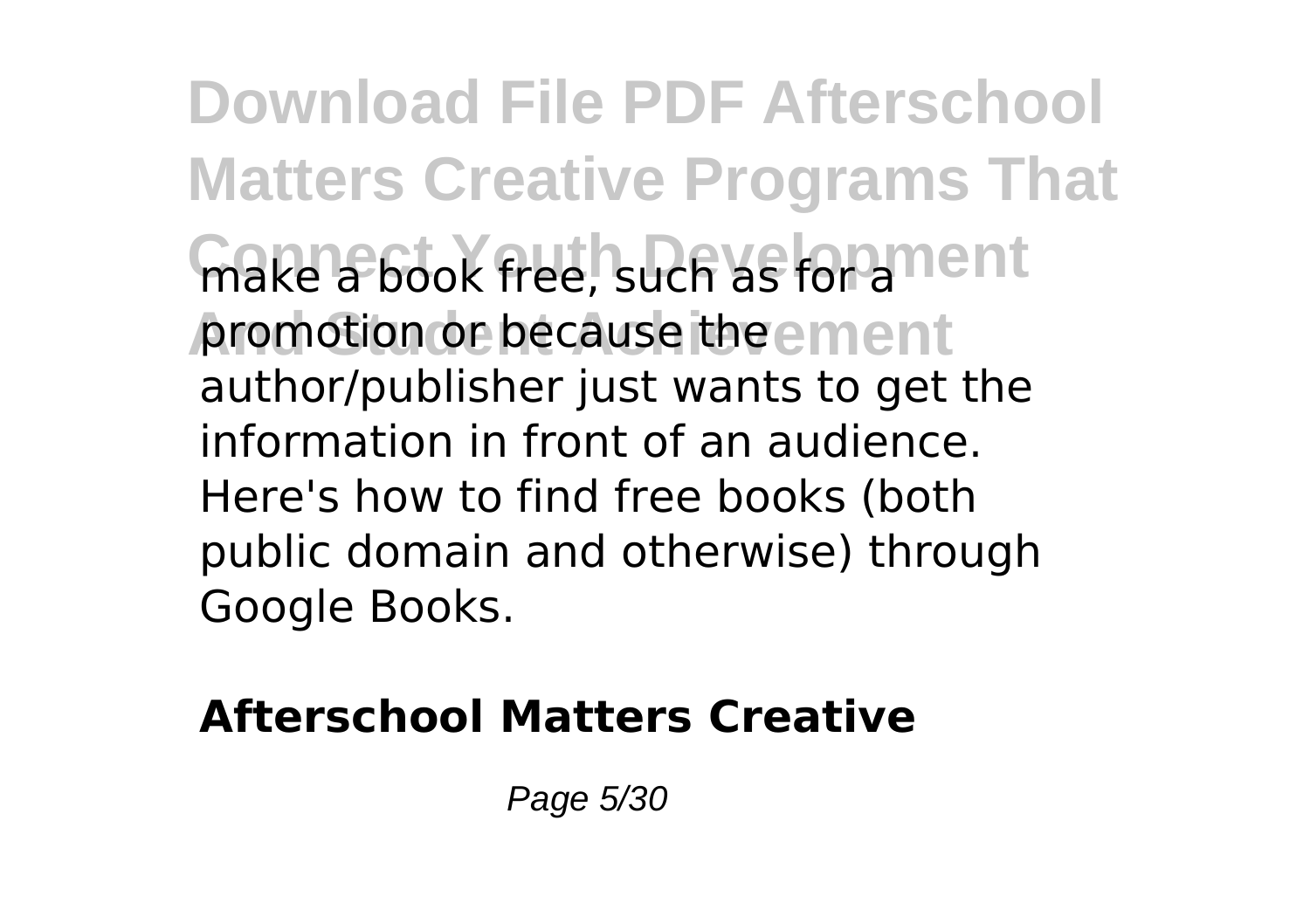make a book free, such as for a promotion or because the author/publisher just wants to get the information in front of an audience. Here's how to find free books (both public domain and otherwise) through Google Books.

**Afterschool Matters Creative**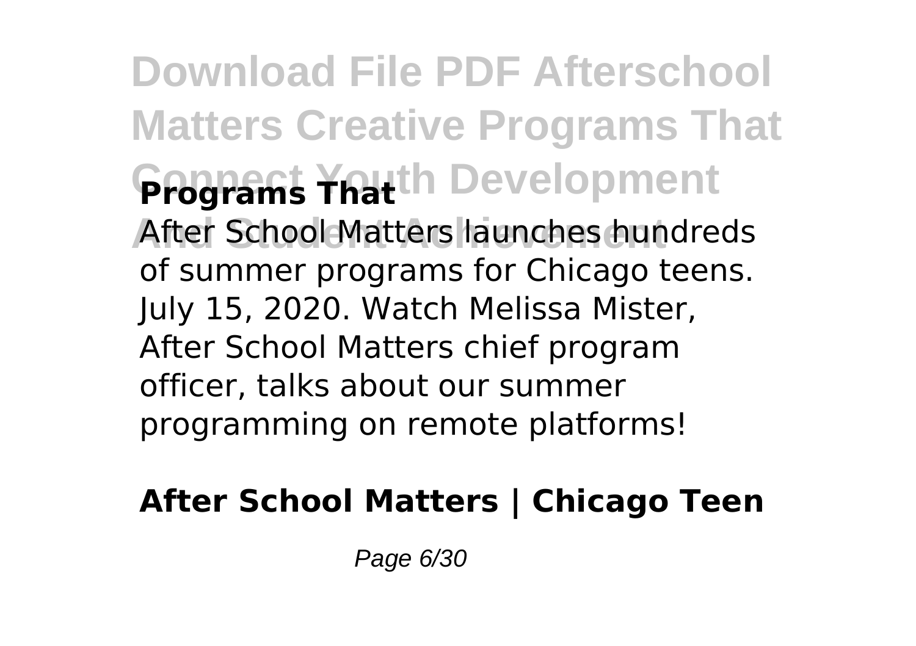**Programs That**

After School Matters launches hundreds of summer programs for Chicago teens. July 15, 2020. Watch Melissa Mister, After School Matters chief program officer, talks about our summer programming on remote platforms!

**After School Matters | Chicago Teen**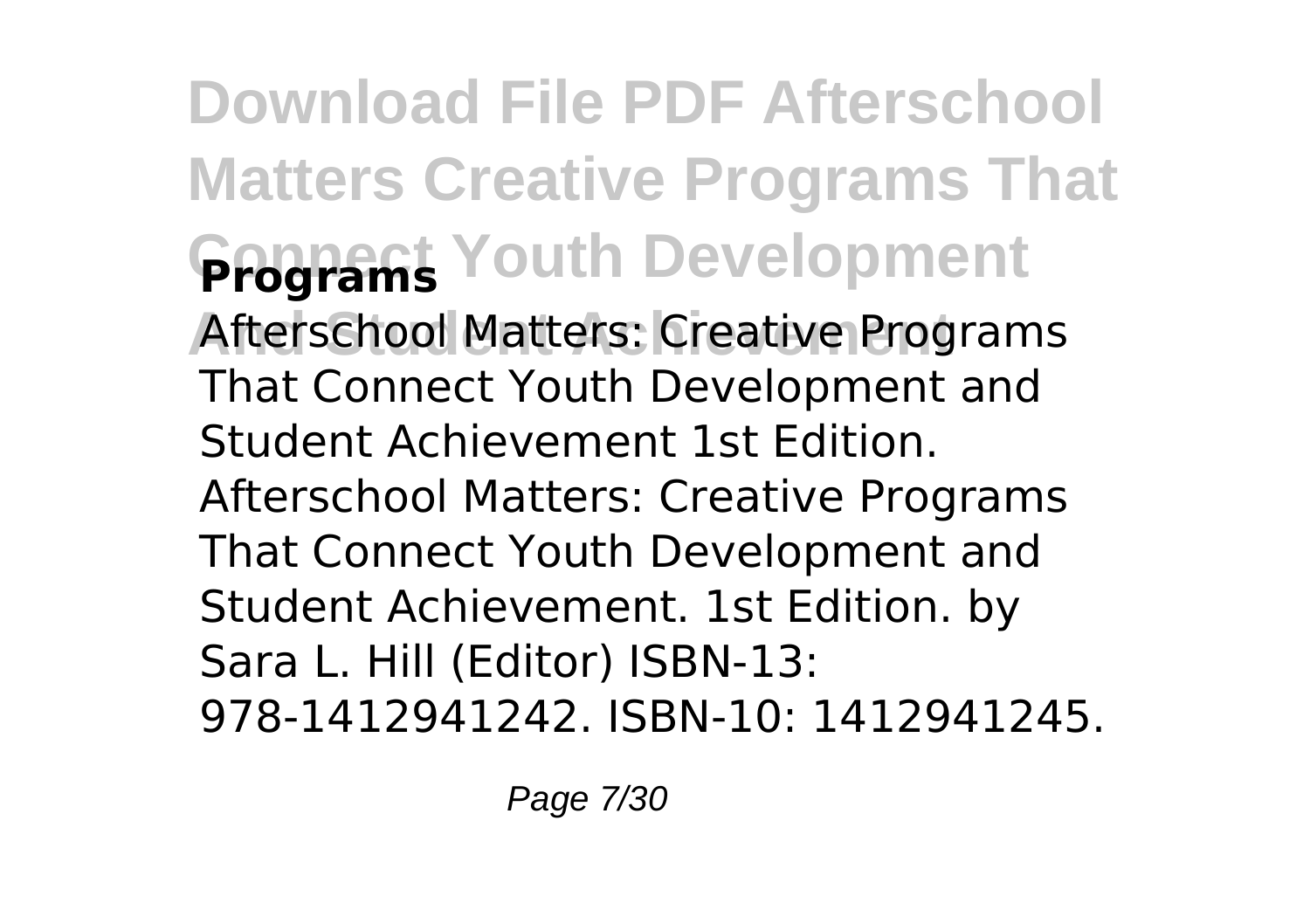# Download File PDF Afterschool Matters Creative Programs That Connect Youth Development And Student Achievement

## Programs

Afterschool Matters: Creative Programs That Connect Youth Development and Student Achievement 1st Edition. Afterschool Matters: Creative Programs That Connect Youth Development and Student Achievement. 1st Edition. by Sara L. Hill (Editor) ISBN-13: 978-1412941242. ISBN-10: 1412941245.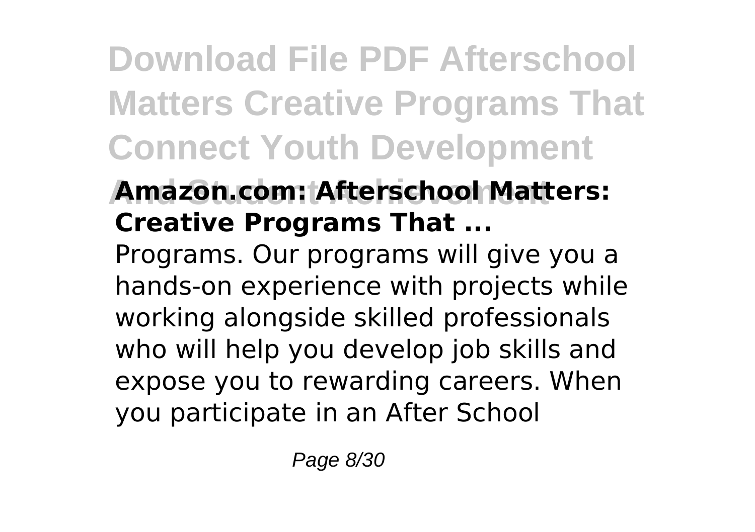## Amazon.com: Afterschool Matters: Creative Programs That ...

Programs. Our programs will give you a hands-on experience with projects while working alongside skilled professionals who will help you develop job skills and expose you to rewarding careers. When you participate in an After School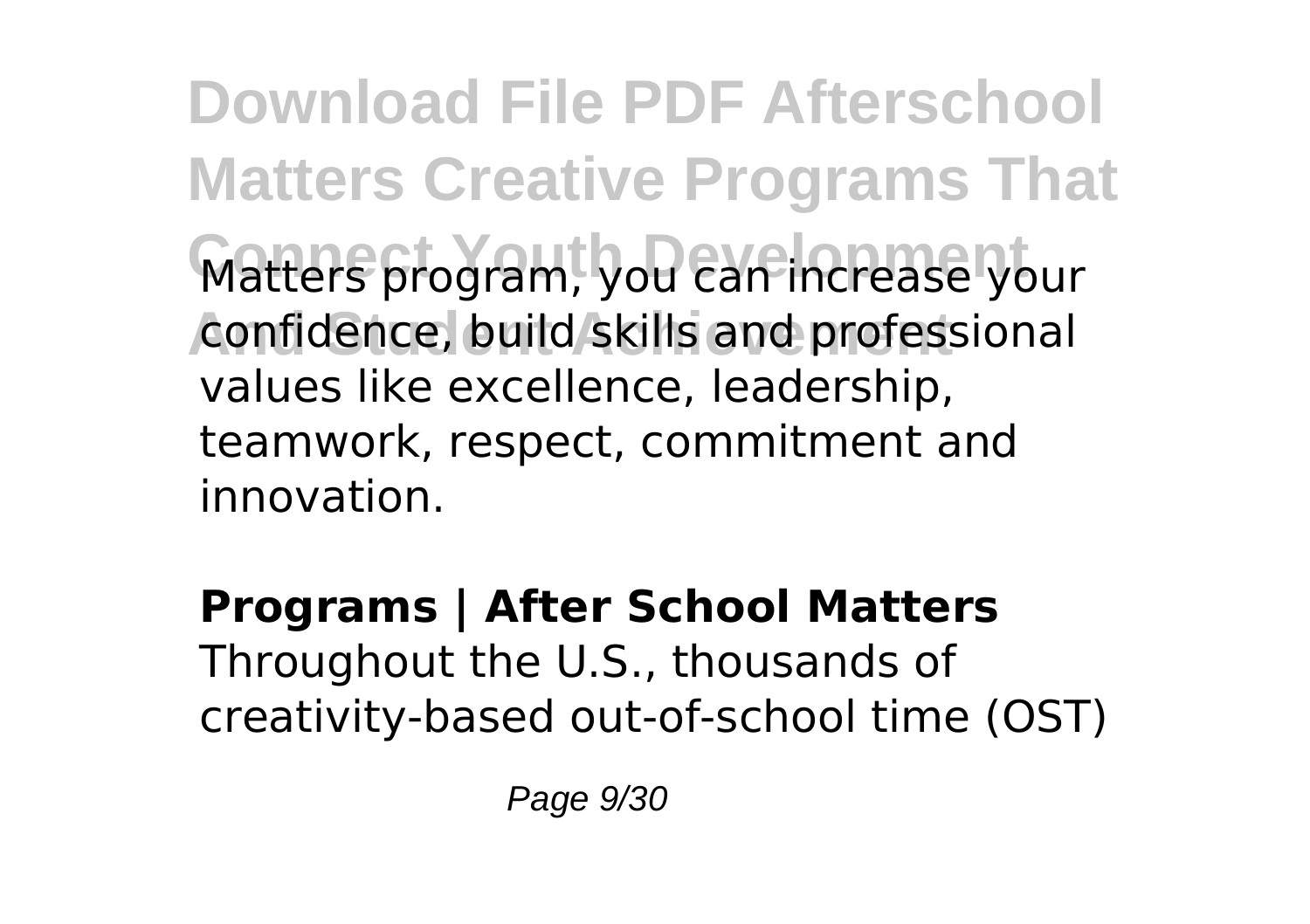Matters program, you can increase your confidence, build skills and professional values like excellence, leadership, teamwork, respect, commitment and innovation.

**Programs | After School Matters**

Throughout the U.S., thousands of creativity-based out-of-school time (OST)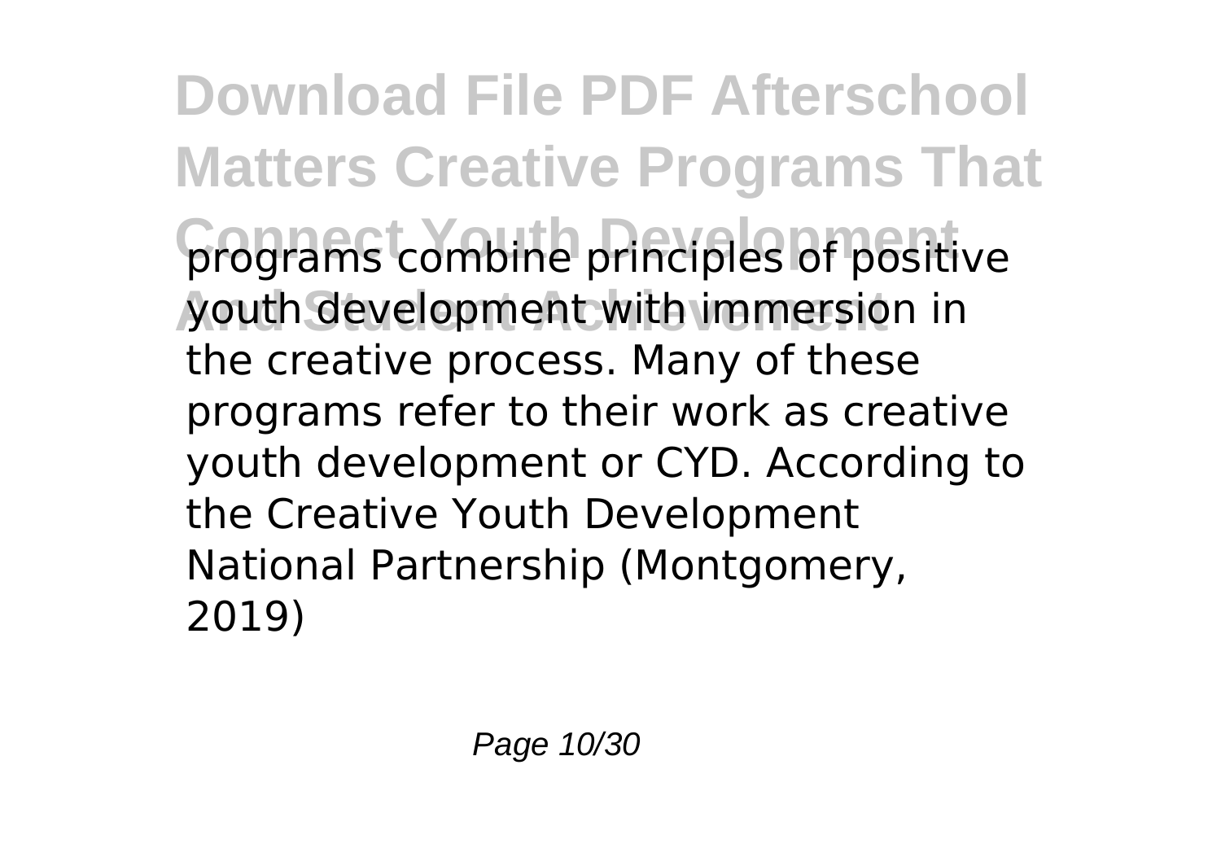programs combine principles of positive youth development with immersion in the creative process. Many of these programs refer to their work as creative youth development or CYD. According to the Creative Youth Development National Partnership (Montgomery, 2019)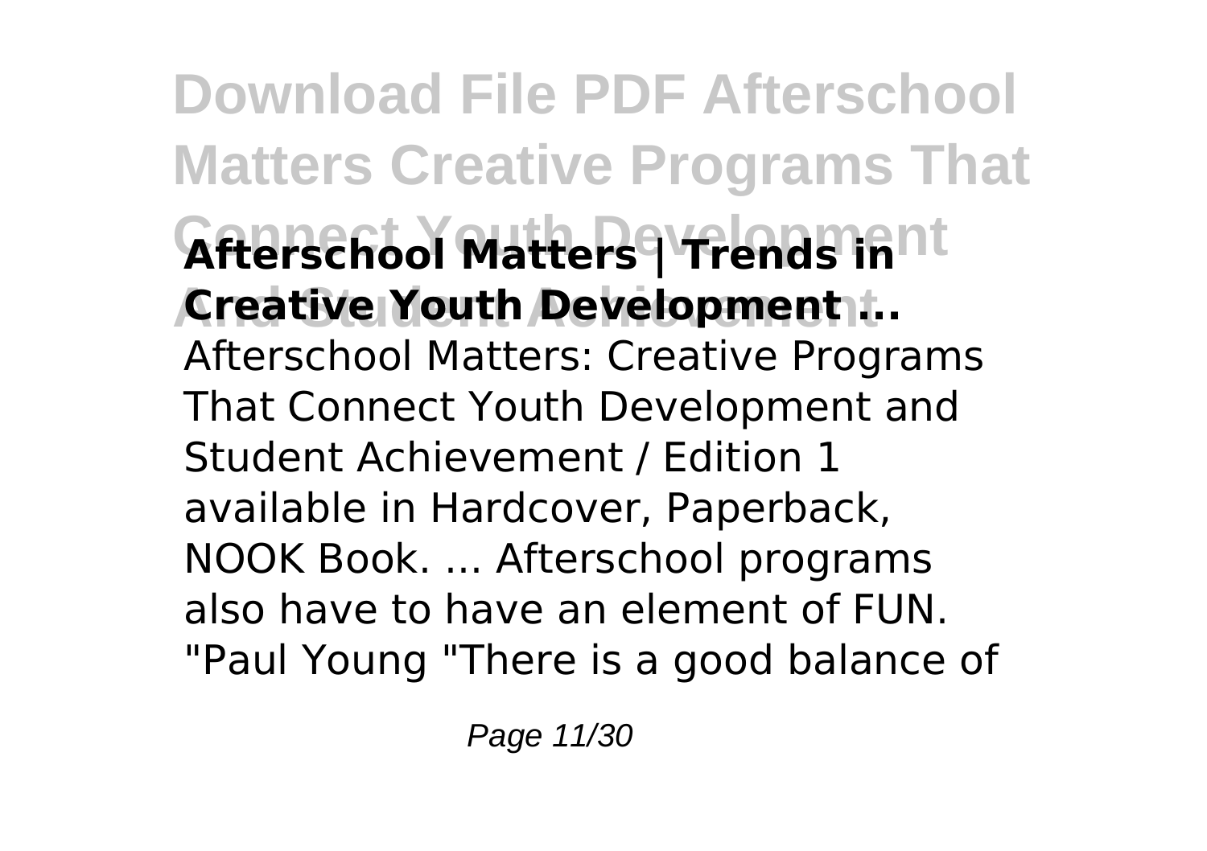**Afterschool Matters | Trends in Creative Youth Development ...**

Afterschool Matters: Creative Programs That Connect Youth Development and Student Achievement / Edition 1 available in Hardcover, Paperback, NOOK Book. ... Afterschool programs also have to have an element of FUN. "Paul Young "There is a good balance of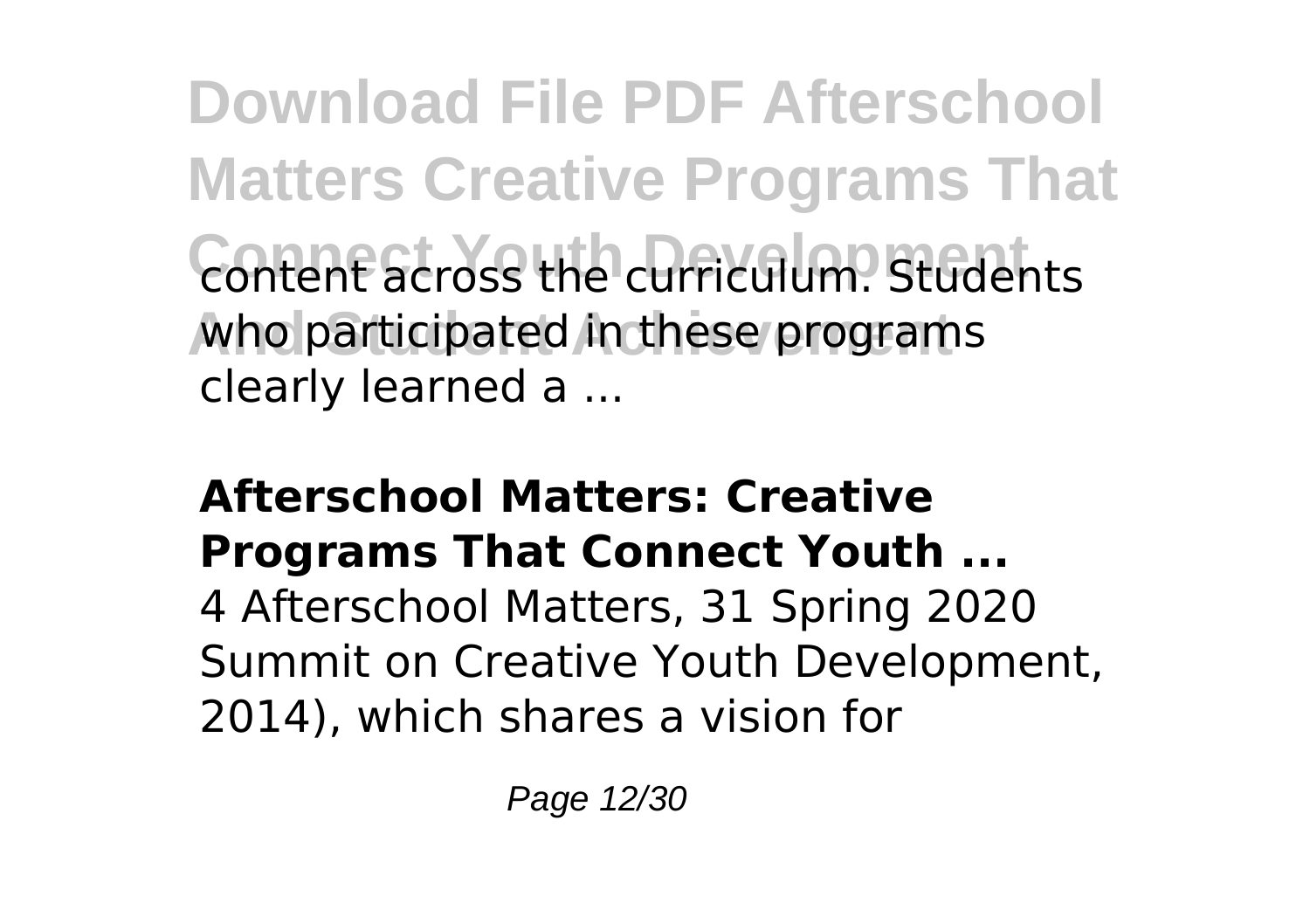content across the curriculum. Students who participated in these programs clearly learned a ...

### Afterschool Matters: Creative Programs That Connect Youth ...

4 Afterschool Matters, 31 Spring 2020 Summit on Creative Youth Development, 2014), which shares a vision for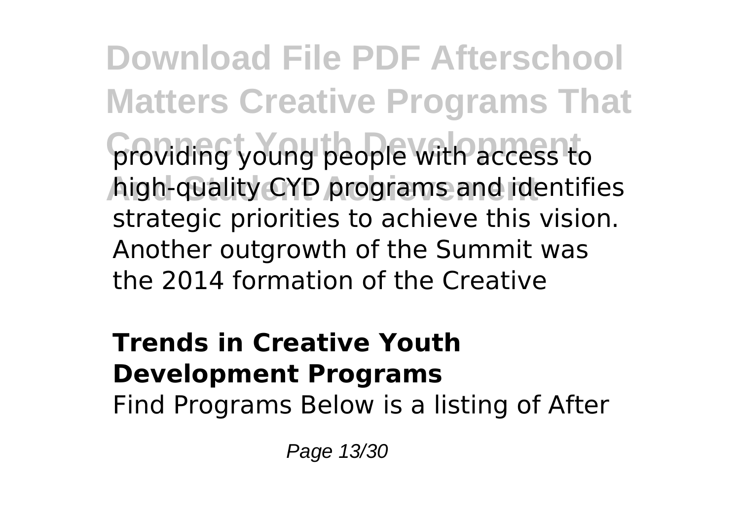providing young people with access to high-quality CYD programs and identifies strategic priorities to achieve this vision. Another outgrowth of the Summit was the 2014 formation of the Creative

## Trends in Creative Youth Development Programs

Find Programs Below is a listing of After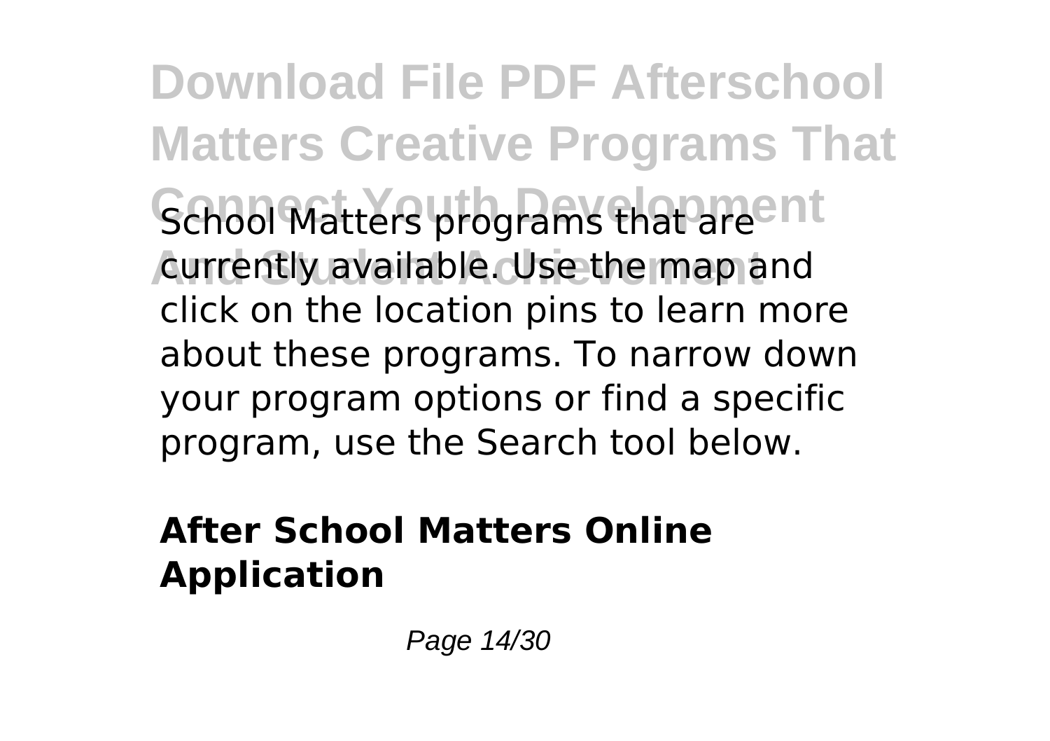School Matters programs that are currently available. Use the map and click on the location pins to learn more about these programs. To narrow down your program options or find a specific program, use the Search tool below.

## After School Matters Online Application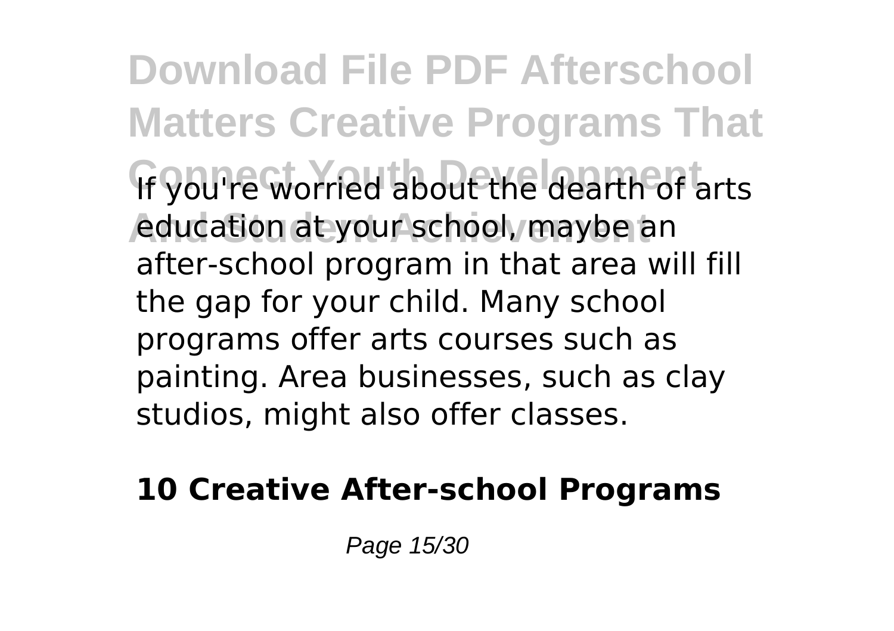If you're worried about the dearth of arts education at your school, maybe an after-school program in that area will fill the gap for your child. Many school programs offer arts courses such as painting. Area businesses, such as clay studios, might also offer classes.

**10 Creative After-school Programs**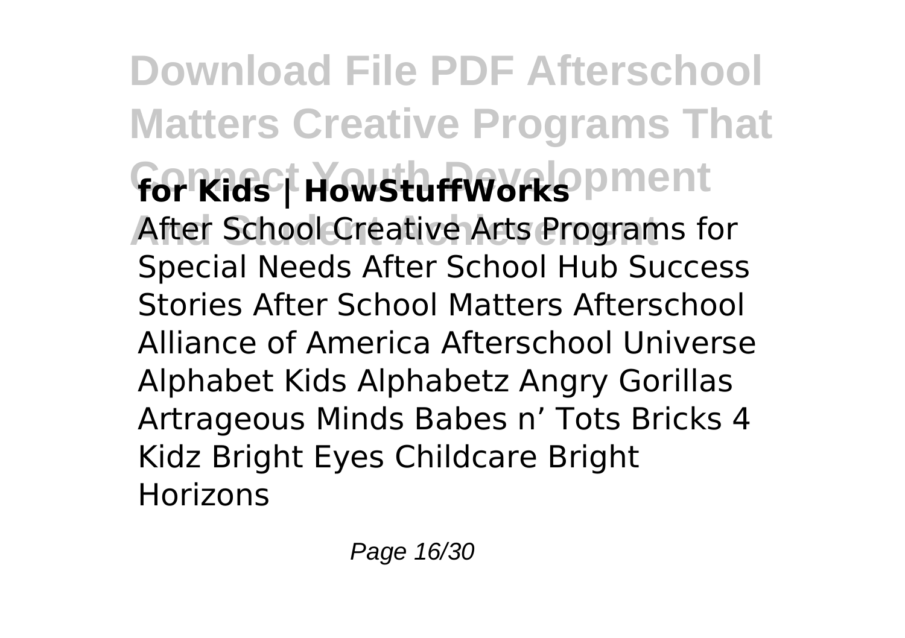# Download File PDF Afterschool Matters Creative Programs That Connect Youth Development And Student Achievement

**for Kids | HowStuffWorks**

After School Creative Arts Programs for Special Needs After School Hub Success Stories After School Matters Afterschool Alliance of America Afterschool Universe Alphabet Kids Alphabetz Angry Gorillas Artrageous Minds Babes n' Tots Bricks 4 Kidz Bright Eyes Childcare Bright Horizons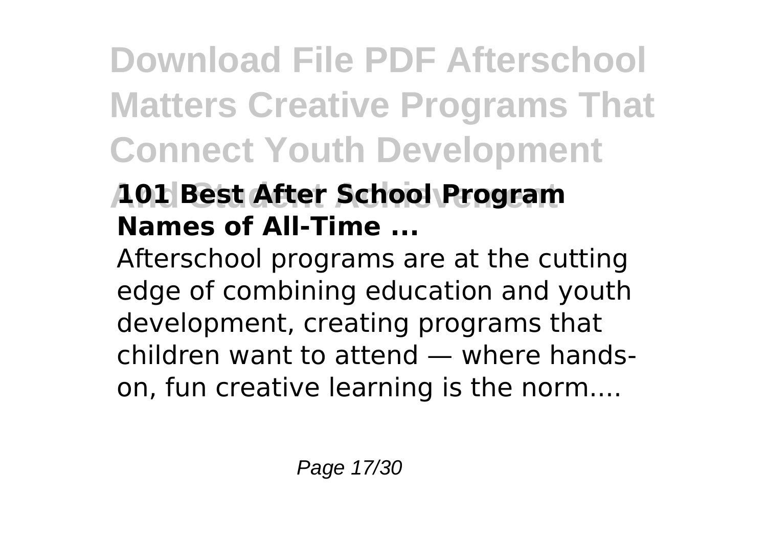### 101 Best After School Program Names of All-Time ...

Afterschool programs are at the cutting edge of combining education and youth development, creating programs that children want to attend — where hands-on, fun creative learning is the norm....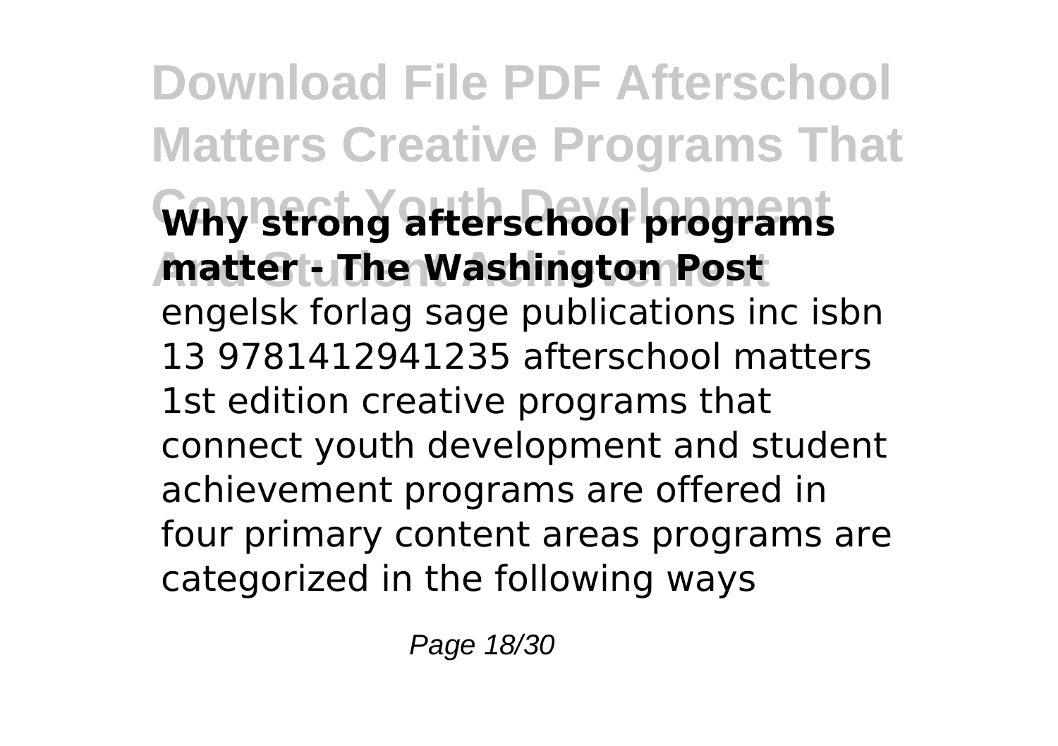**Why strong afterschool programs matter - The Washington Post**

engelsk forlag sage publications inc isbn 13 9781412941235 afterschool matters 1st edition creative programs that connect youth development and student achievement programs are offered in four primary content areas programs are categorized in the following ways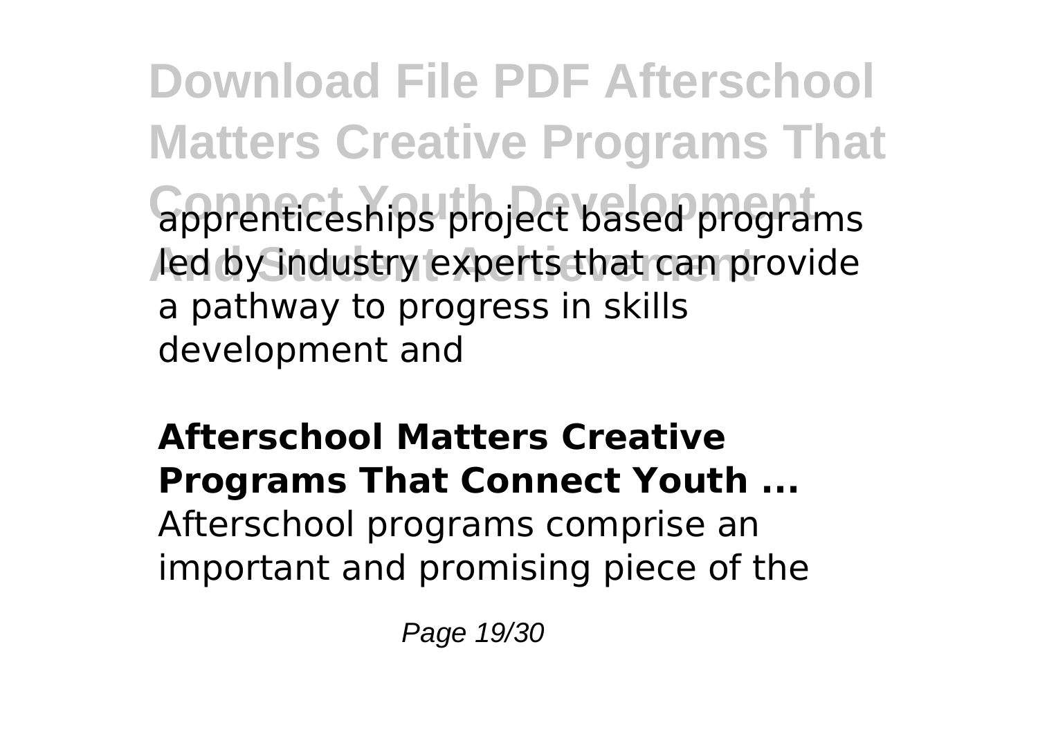apprenticeships project based programs led by industry experts that can provide a pathway to progress in skills development and

**Afterschool Matters Creative Programs That Connect Youth ...**

Afterschool programs comprise an important and promising piece of the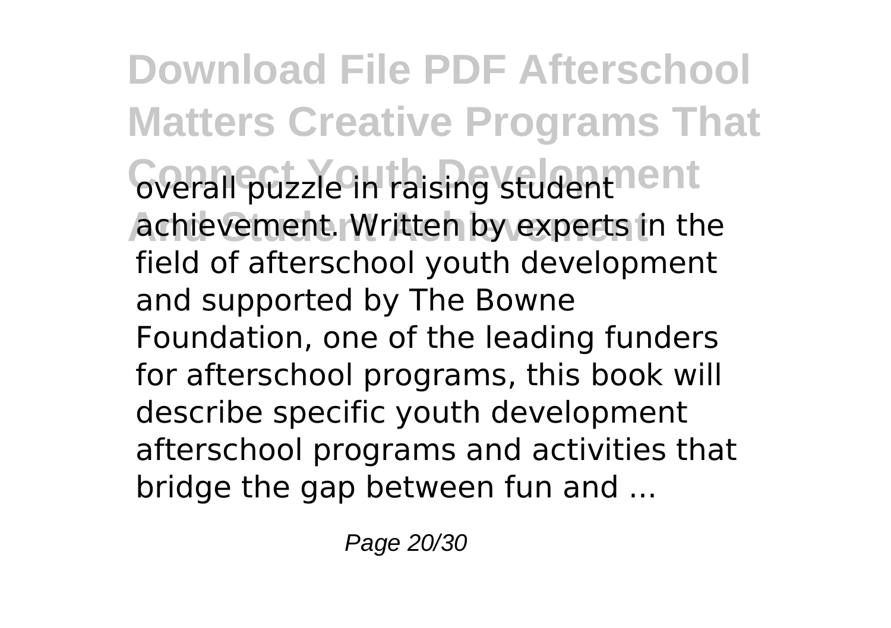overall puzzle in raising student achievement. Written by experts in the field of afterschool youth development and supported by The Bowne Foundation, one of the leading funders for afterschool programs, this book will describe specific youth development afterschool programs and activities that bridge the gap between fun and ...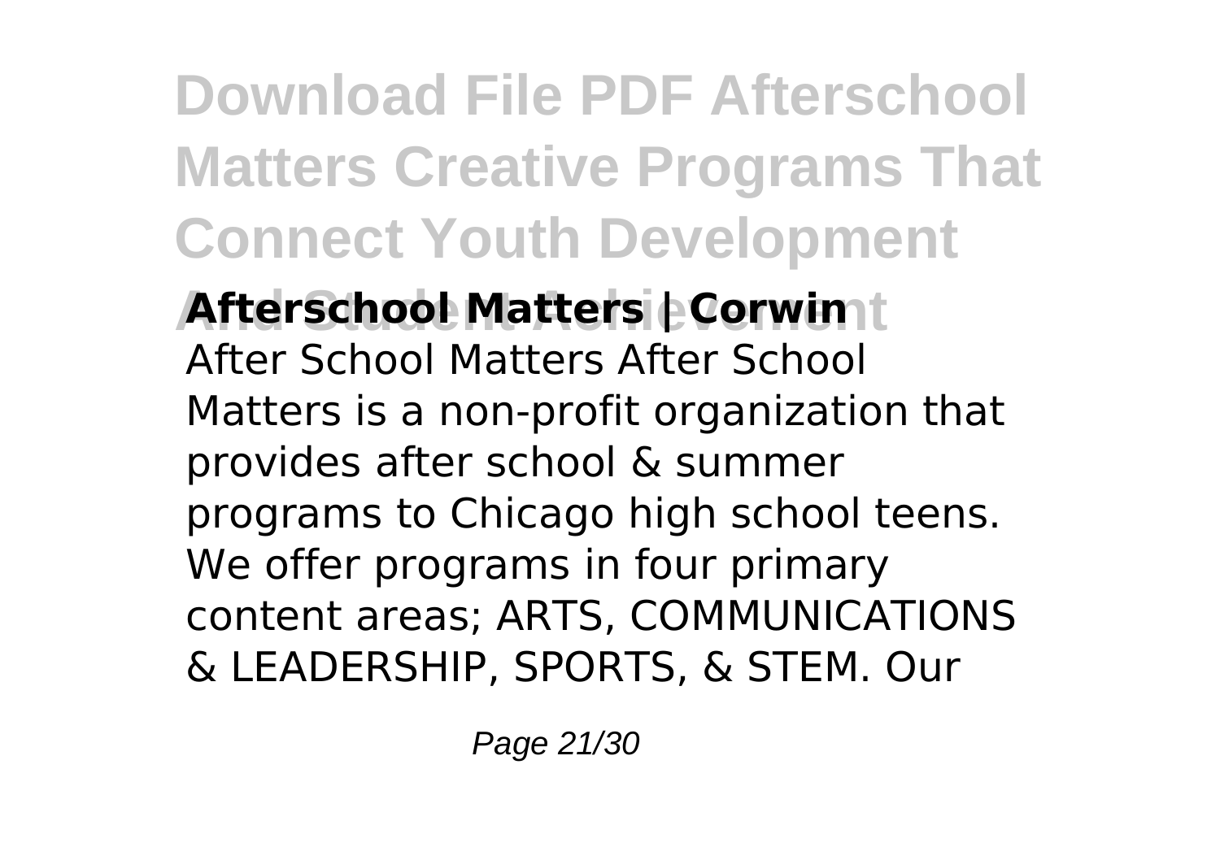**Afterschool Matters | Corwin**

After School Matters After School Matters is a non-profit organization that provides after school & summer programs to Chicago high school teens. We offer programs in four primary content areas; ARTS, COMMUNICATIONS & LEADERSHIP, SPORTS, & STEM. Our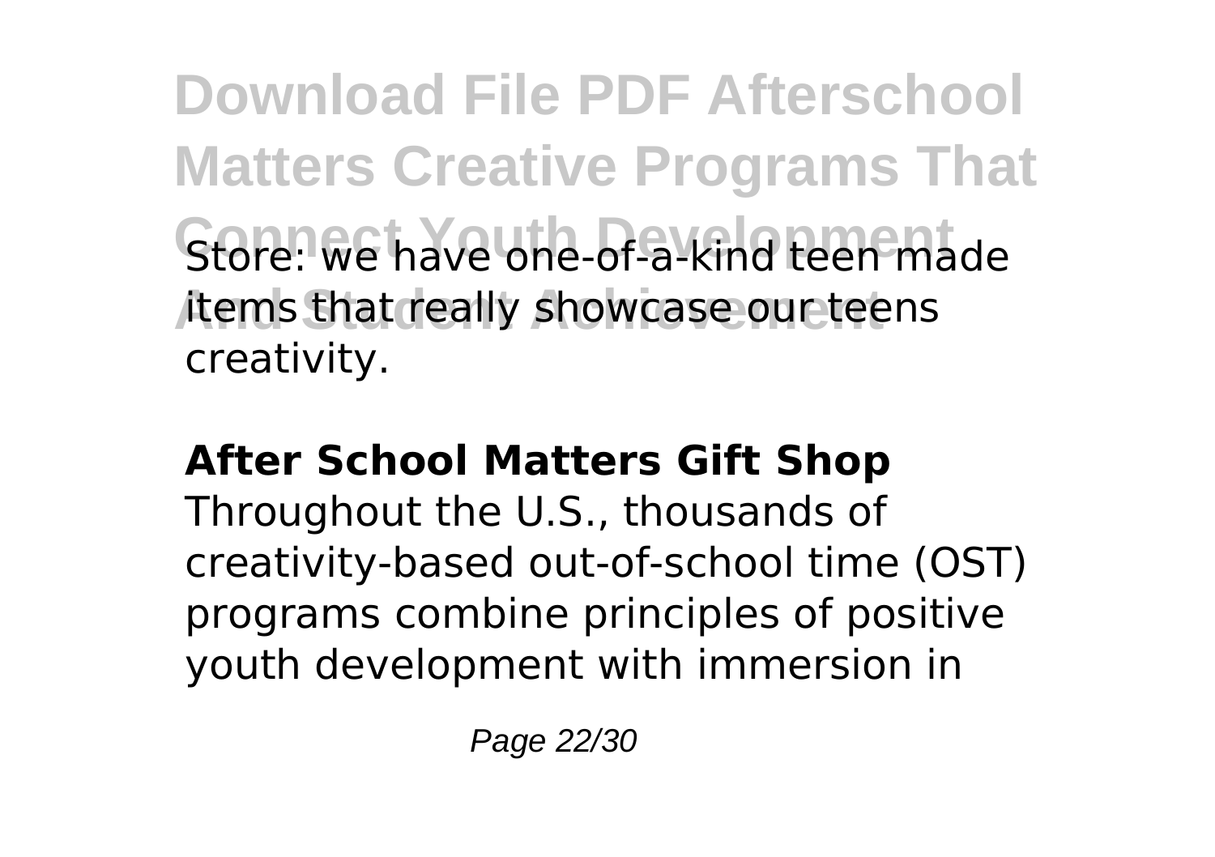Store: we have one-of-a-kind teen made items that really showcase our teens creativity.

**After School Matters Gift Shop**

Throughout the U.S., thousands of creativity-based out-of-school time (OST) programs combine principles of positive youth development with immersion in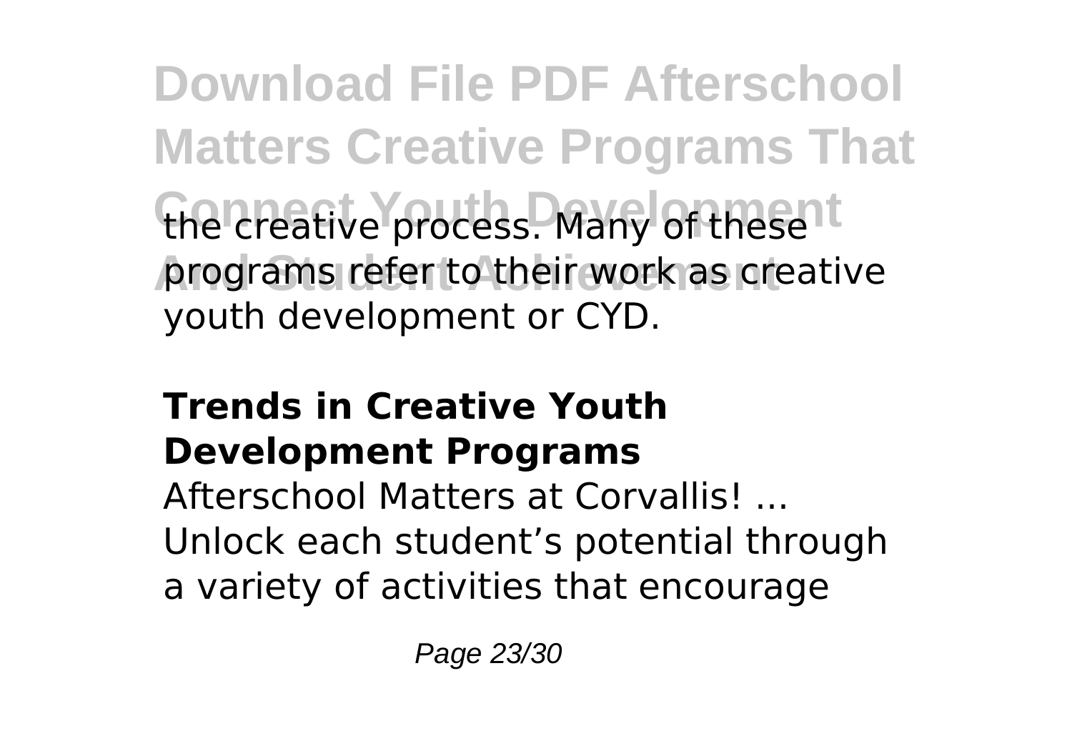the creative process. Many of these programs refer to their work as creative youth development or CYD.

## Trends in Creative Youth Development Programs

Afterschool Matters at Corvallis! ... Unlock each student's potential through a variety of activities that encourage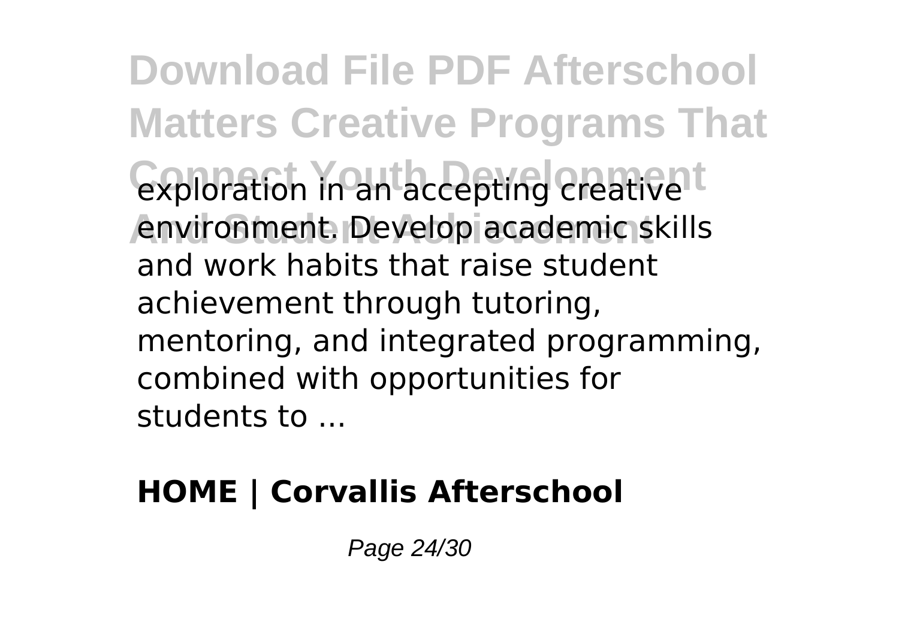exploration in an accepting creative environment. Develop academic skills and work habits that raise student achievement through tutoring, mentoring, and integrated programming, combined with opportunities for students to ...

## HOME | Corvallis Afterschool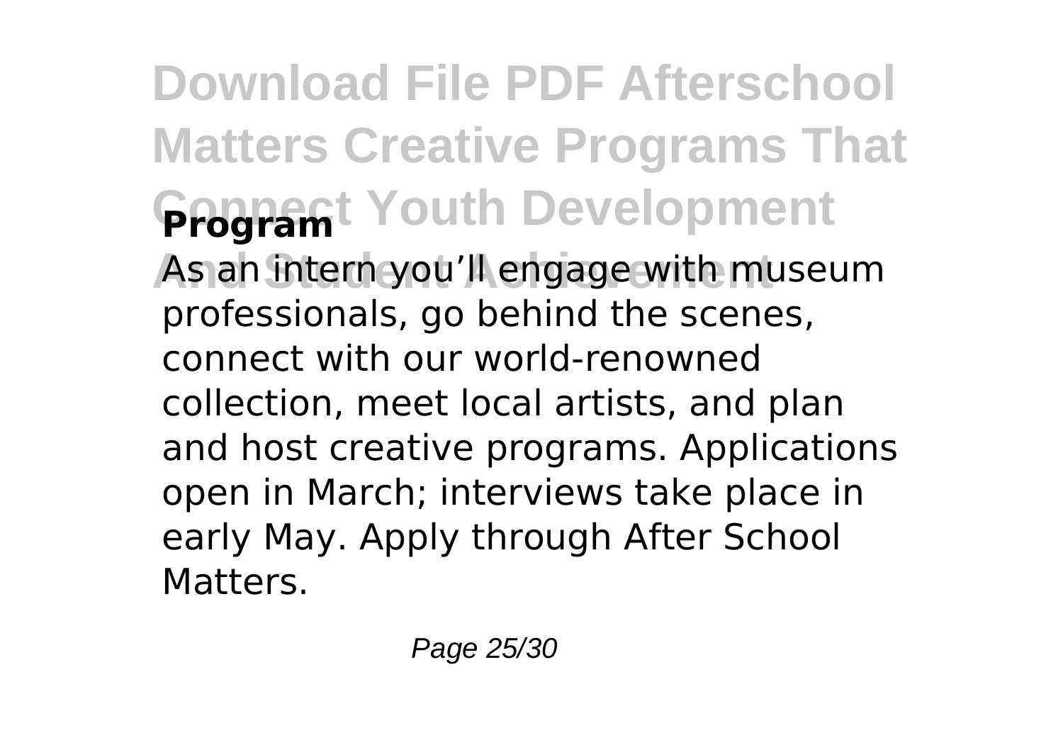**Program**

As an intern you'll engage with museum professionals, go behind the scenes, connect with our world-renowned collection, meet local artists, and plan and host creative programs. Applications open in March; interviews take place in early May. Apply through After School Matters.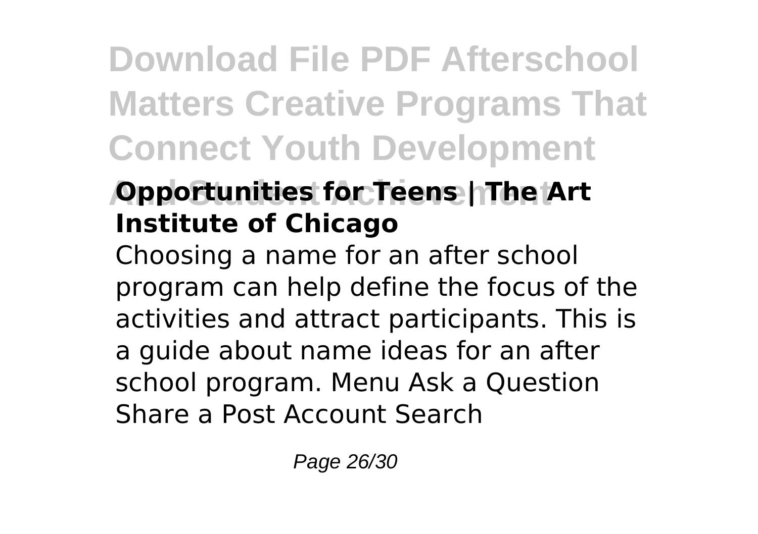### Opportunities for Teens | The Art Institute of Chicago

Choosing a name for an after school program can help define the focus of the activities and attract participants. This is a guide about name ideas for an after school program. Menu Ask a Question Share a Post Account Search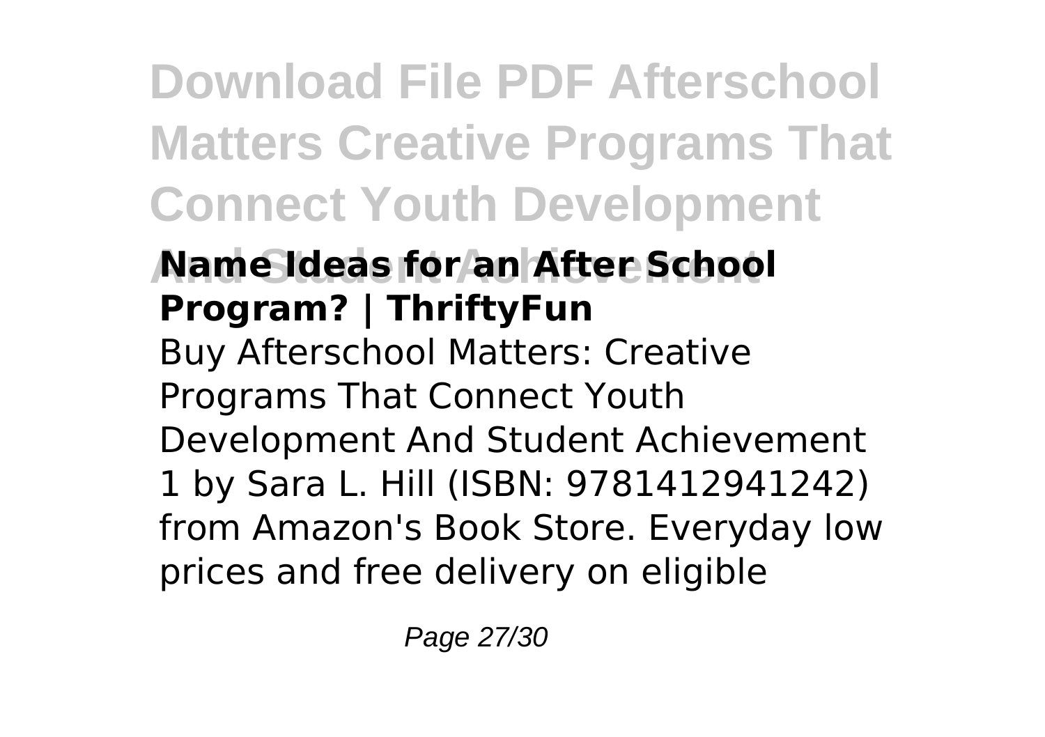### Name Ideas for an After School Program? | ThriftyFun

Buy Afterschool Matters: Creative Programs That Connect Youth Development And Student Achievement 1 by Sara L. Hill (ISBN: 9781412941242) from Amazon's Book Store. Everyday low prices and free delivery on eligible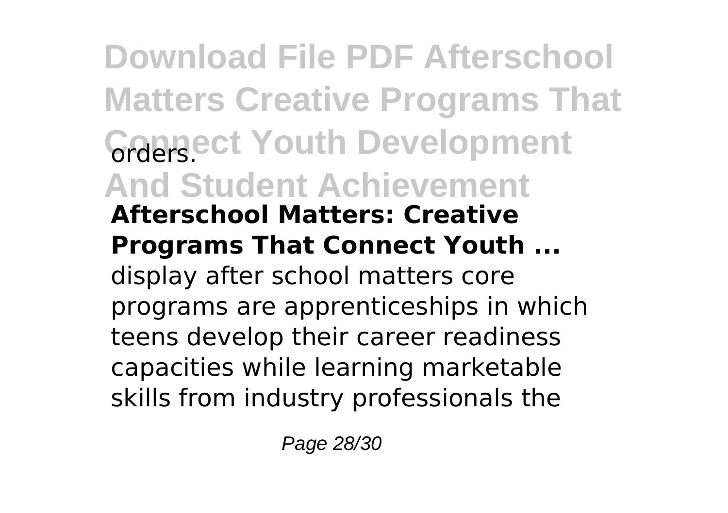orders.

**Afterschool Matters: Creative Programs That Connect Youth ...**

display after school matters core programs are apprenticeships in which teens develop their career readiness capacities while learning marketable skills from industry professionals the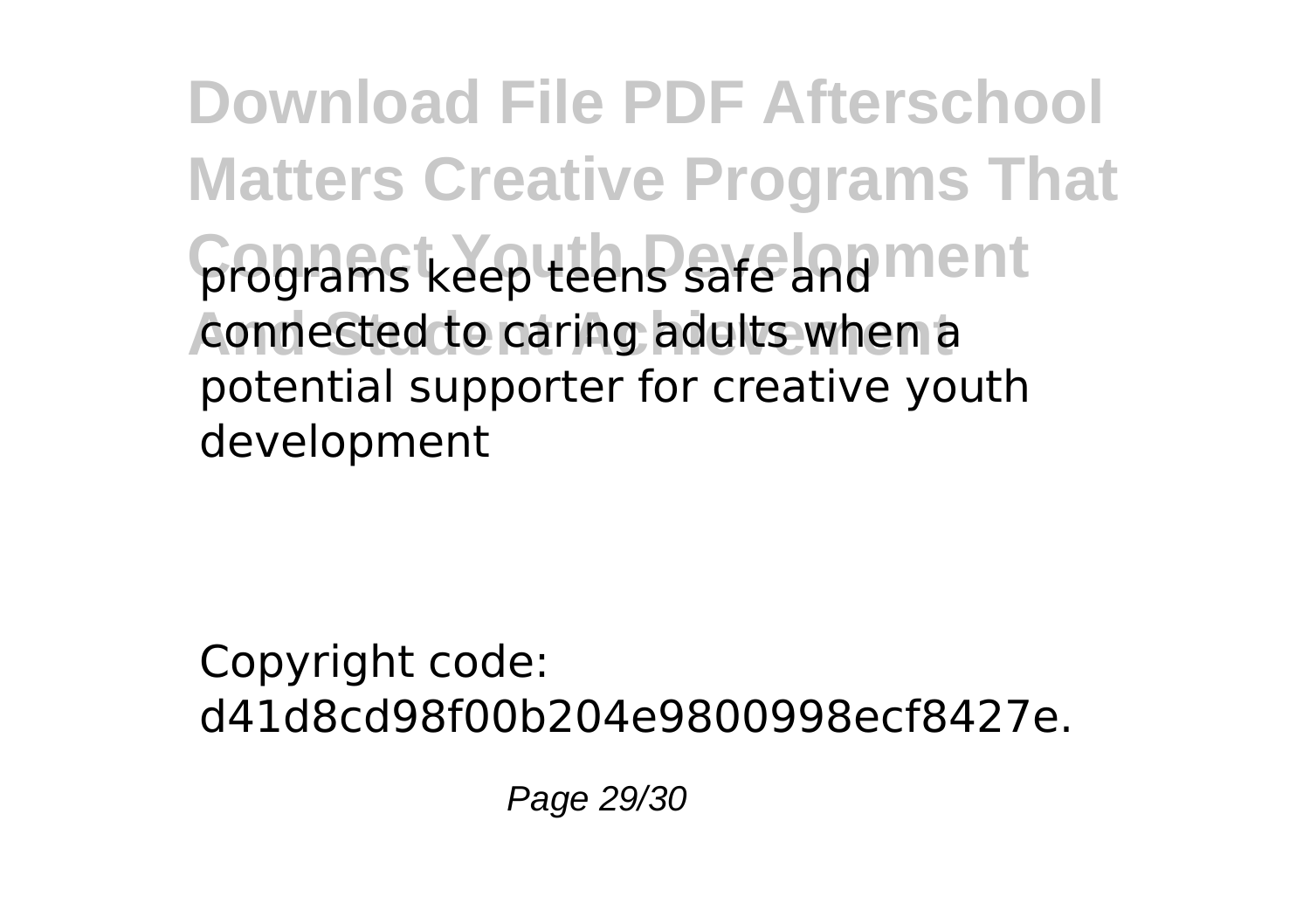programs keep teens safe and connected to caring adults when a potential supporter for creative youth development

Copyright code: d41d8cd98f00b204e9800998ecf8427e.